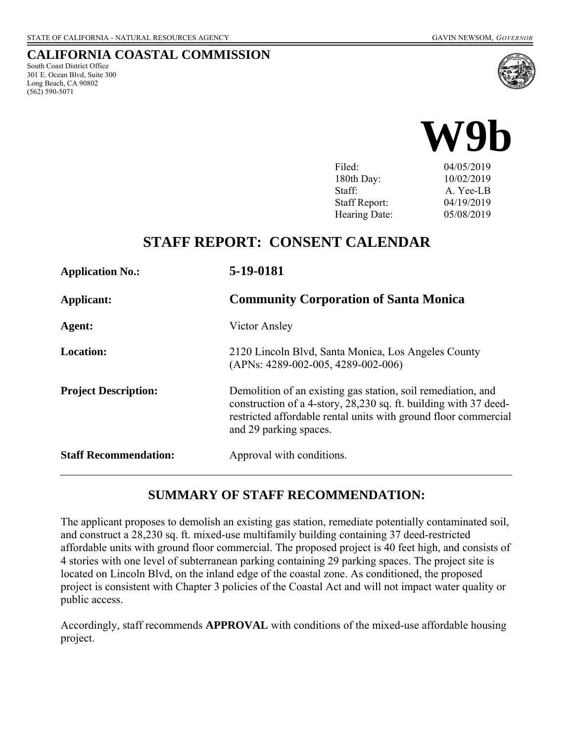STATE OF CALIFORNIA - NATURAL RESOURCES AGENCY GAVIN NEWSOM, *GOVERNOR*

**CALIFORNIA COASTAL COMMISSION**
South Coast District Office
301 E. Ocean Blvd, Suite 300
Long Beach, CA 90802
(562) 590-5071

# W9b

| | |
|---|---|
| Filed: | 04/05/2019 |
| 180th Day: | 10/02/2019 |
| Staff: | A. Yee-LB |
| Staff Report: | 04/19/2019 |
| Hearing Date: | 05/08/2019 |

## STAFF REPORT: CONSENT CALENDAR

| | |
|---|---|
| **Application No.:** | **5-19-0181** |
| **Applicant:** | **Community Corporation of Santa Monica** |
| **Agent:** | Victor Ansley |
| **Location:** | 2120 Lincoln Blvd, Santa Monica, Los Angeles County (APNs: 4289-002-005, 4289-002-006) |
| **Project Description:** | Demolition of an existing gas station, soil remediation, and construction of a 4-story, 28,230 sq. ft. building with 37 deed-restricted affordable rental units with ground floor commercial and 29 parking spaces. |
| **Staff Recommendation:** | Approval with conditions. |

## SUMMARY OF STAFF RECOMMENDATION:

The applicant proposes to demolish an existing gas station, remediate potentially contaminated soil, and construct a 28,230 sq. ft. mixed-use multifamily building containing 37 deed-restricted affordable units with ground floor commercial. The proposed project is 40 feet high, and consists of 4 stories with one level of subterranean parking containing 29 parking spaces. The project site is located on Lincoln Blvd, on the inland edge of the coastal zone. As conditioned, the proposed project is consistent with Chapter 3 policies of the Coastal Act and will not impact water quality or public access.

Accordingly, staff recommends **APPROVAL** with conditions of the mixed-use affordable housing project.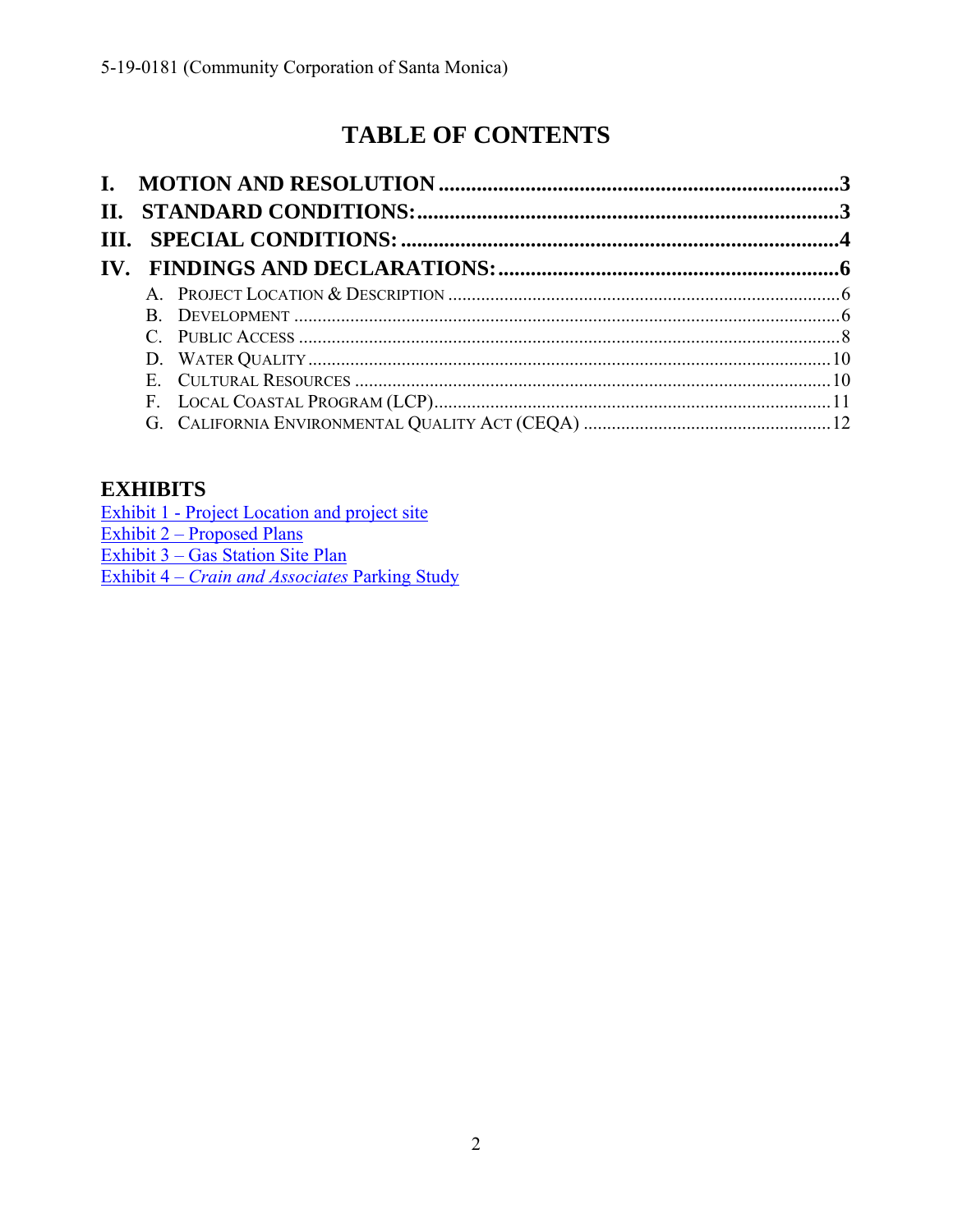# TABLE OF CONTENTS

**I. MOTION AND RESOLUTION** ........................................................................ **3**
**II. STANDARD CONDITIONS:** .......................................................................... **3**
**III. SPECIAL CONDITIONS:** .............................................................................. **4**
**IV. FINDINGS AND DECLARATIONS:** ............................................................ **6**

- A. PROJECT LOCATION & DESCRIPTION ................................................................ 6
- B. DEVELOPMENT ................................................................................................ 6
- C. PUBLIC ACCESS ............................................................................................... 8
- D. WATER QUALITY .............................................................................................. 10
- E. CULTURAL RESOURCES ................................................................................... 10
- F. LOCAL COASTAL PROGRAM (LCP) .................................................................... 11
- G. CALIFORNIA ENVIRONMENTAL QUALITY ACT (CEQA) ......................................... 12

## EXHIBITS

Exhibit 1 - Project Location and project site
Exhibit 2 – Proposed Plans
Exhibit 3 – Gas Station Site Plan
Exhibit 4 – *Crain and Associates* Parking Study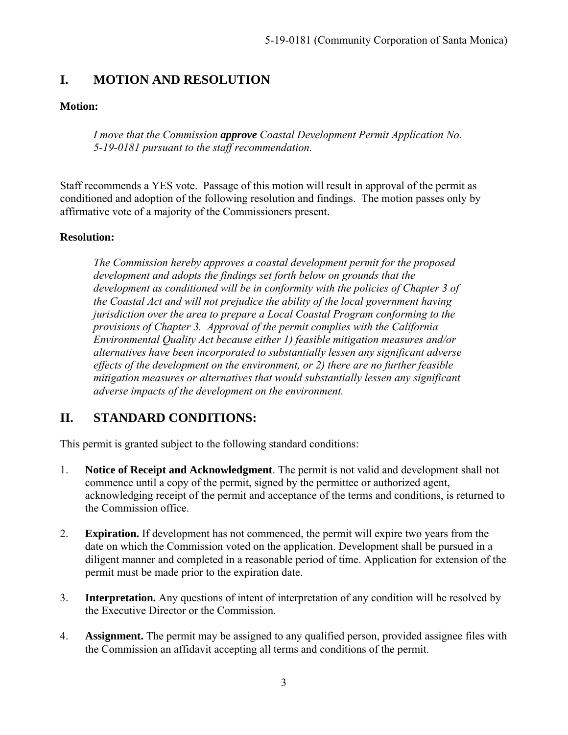## I. MOTION AND RESOLUTION

**Motion:**

> *I move that the Commission* ***approve*** *Coastal Development Permit Application No. 5-19-0181 pursuant to the staff recommendation.*

Staff recommends a YES vote. Passage of this motion will result in approval of the permit as conditioned and adoption of the following resolution and findings. The motion passes only by affirmative vote of a majority of the Commissioners present.

**Resolution:**

> *The Commission hereby approves a coastal development permit for the proposed development and adopts the findings set forth below on grounds that the development as conditioned will be in conformity with the policies of Chapter 3 of the Coastal Act and will not prejudice the ability of the local government having jurisdiction over the area to prepare a Local Coastal Program conforming to the provisions of Chapter 3. Approval of the permit complies with the California Environmental Quality Act because either 1) feasible mitigation measures and/or alternatives have been incorporated to substantially lessen any significant adverse effects of the development on the environment, or 2) there are no further feasible mitigation measures or alternatives that would substantially lessen any significant adverse impacts of the development on the environment.*

## II. STANDARD CONDITIONS:

This permit is granted subject to the following standard conditions:

1. **Notice of Receipt and Acknowledgment**. The permit is not valid and development shall not commence until a copy of the permit, signed by the permittee or authorized agent, acknowledging receipt of the permit and acceptance of the terms and conditions, is returned to the Commission office.

2. **Expiration.** If development has not commenced, the permit will expire two years from the date on which the Commission voted on the application. Development shall be pursued in a diligent manner and completed in a reasonable period of time. Application for extension of the permit must be made prior to the expiration date.

3. **Interpretation.** Any questions of intent of interpretation of any condition will be resolved by the Executive Director or the Commission.

4. **Assignment.** The permit may be assigned to any qualified person, provided assignee files with the Commission an affidavit accepting all terms and conditions of the permit.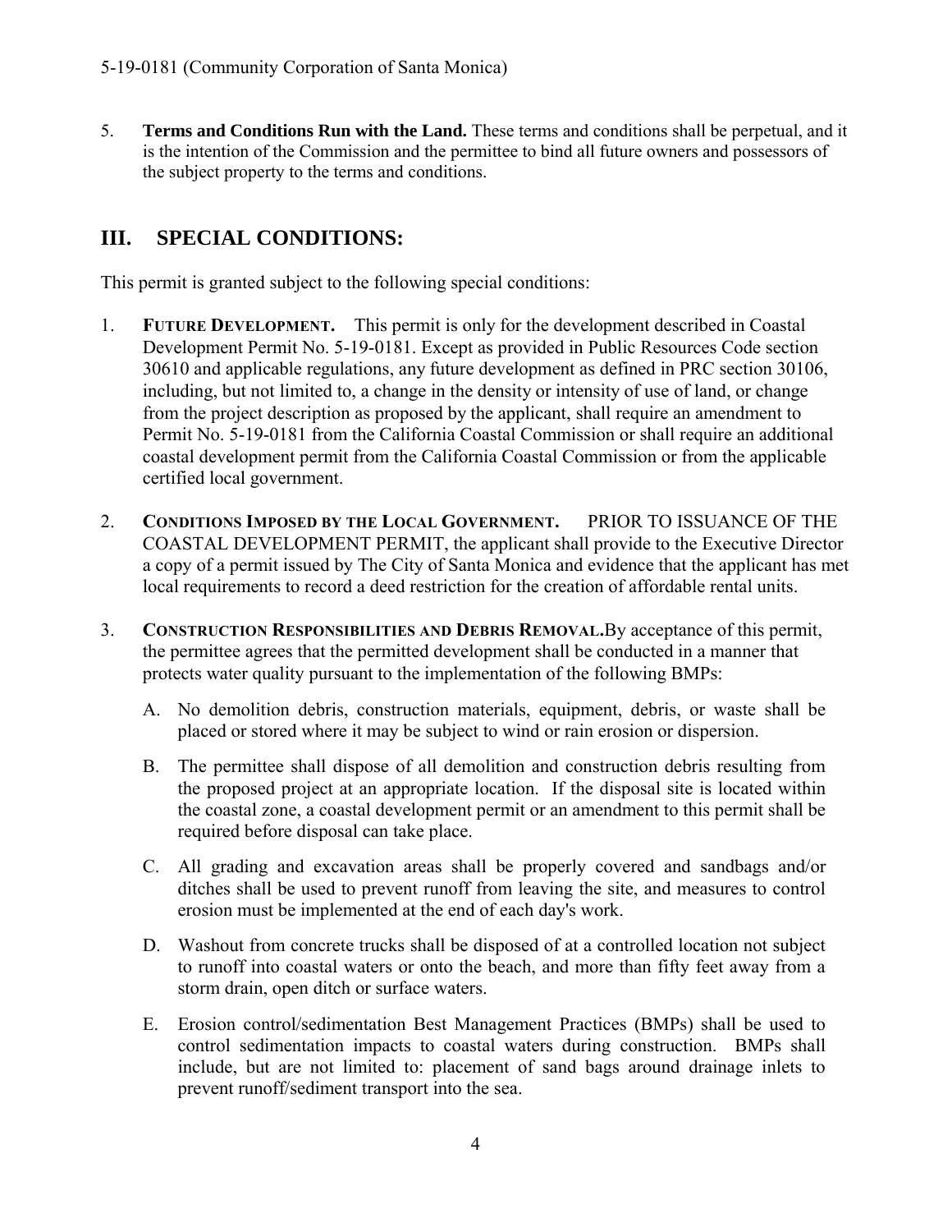5. **Terms and Conditions Run with the Land.** These terms and conditions shall be perpetual, and it is the intention of the Commission and the permittee to bind all future owners and possessors of the subject property to the terms and conditions.

## III. SPECIAL CONDITIONS:

This permit is granted subject to the following special conditions:

1. **FUTURE DEVELOPMENT.** This permit is only for the development described in Coastal Development Permit No. 5-19-0181. Except as provided in Public Resources Code section 30610 and applicable regulations, any future development as defined in PRC section 30106, including, but not limited to, a change in the density or intensity of use of land, or change from the project description as proposed by the applicant, shall require an amendment to Permit No. 5-19-0181 from the California Coastal Commission or shall require an additional coastal development permit from the California Coastal Commission or from the applicable certified local government.

2. **CONDITIONS IMPOSED BY THE LOCAL GOVERNMENT.** PRIOR TO ISSUANCE OF THE COASTAL DEVELOPMENT PERMIT, the applicant shall provide to the Executive Director a copy of a permit issued by The City of Santa Monica and evidence that the applicant has met local requirements to record a deed restriction for the creation of affordable rental units.

3. **CONSTRUCTION RESPONSIBILITIES AND DEBRIS REMOVAL.** By acceptance of this permit, the permittee agrees that the permitted development shall be conducted in a manner that protects water quality pursuant to the implementation of the following BMPs:

   A. No demolition debris, construction materials, equipment, debris, or waste shall be placed or stored where it may be subject to wind or rain erosion or dispersion.

   B. The permittee shall dispose of all demolition and construction debris resulting from the proposed project at an appropriate location. If the disposal site is located within the coastal zone, a coastal development permit or an amendment to this permit shall be required before disposal can take place.

   C. All grading and excavation areas shall be properly covered and sandbags and/or ditches shall be used to prevent runoff from leaving the site, and measures to control erosion must be implemented at the end of each day's work.

   D. Washout from concrete trucks shall be disposed of at a controlled location not subject to runoff into coastal waters or onto the beach, and more than fifty feet away from a storm drain, open ditch or surface waters.

   E. Erosion control/sedimentation Best Management Practices (BMPs) shall be used to control sedimentation impacts to coastal waters during construction. BMPs shall include, but are not limited to: placement of sand bags around drainage inlets to prevent runoff/sediment transport into the sea.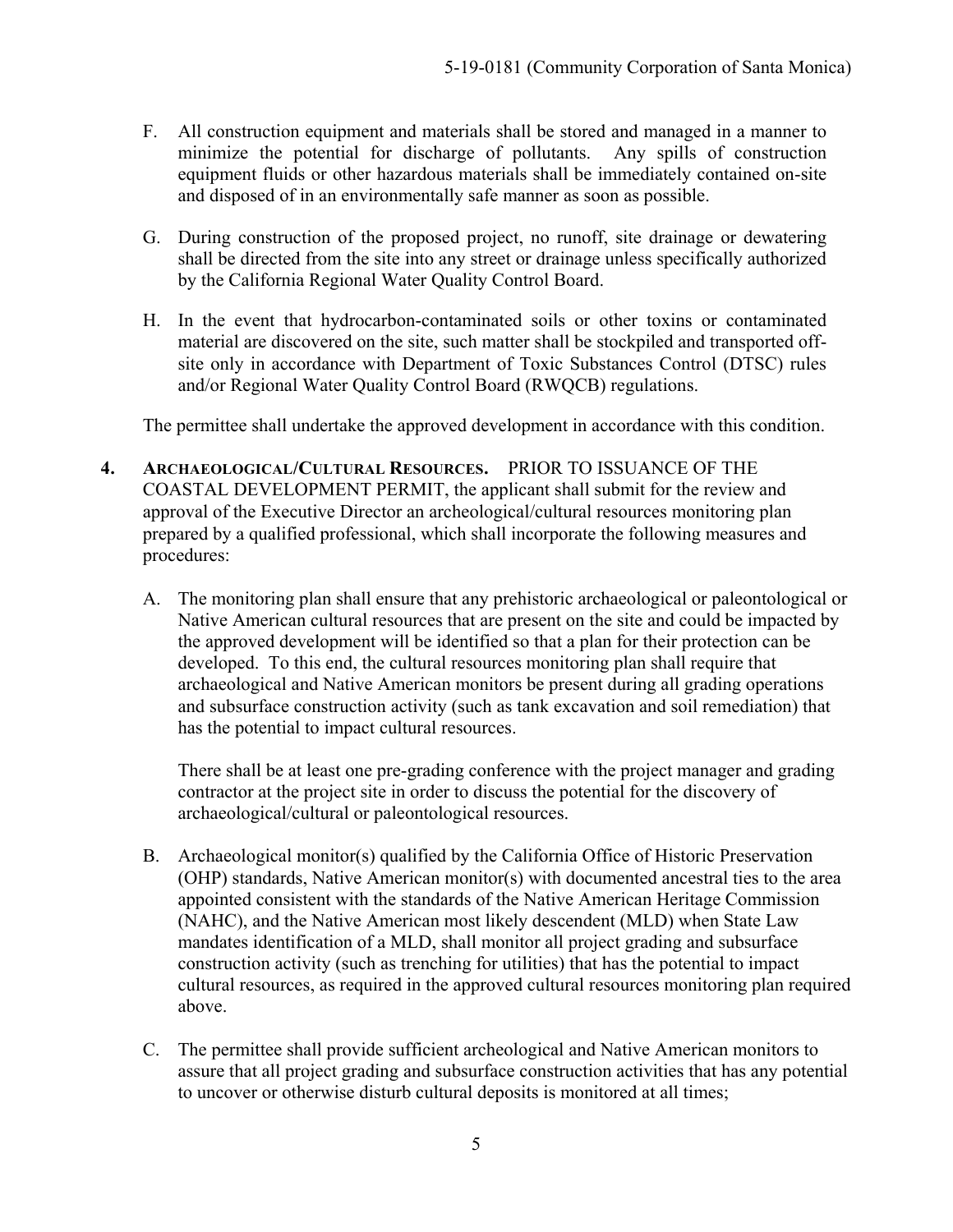F. All construction equipment and materials shall be stored and managed in a manner to minimize the potential for discharge of pollutants. Any spills of construction equipment fluids or other hazardous materials shall be immediately contained on-site and disposed of in an environmentally safe manner as soon as possible.

G. During construction of the proposed project, no runoff, site drainage or dewatering shall be directed from the site into any street or drainage unless specifically authorized by the California Regional Water Quality Control Board.

H. In the event that hydrocarbon-contaminated soils or other toxins or contaminated material are discovered on the site, such matter shall be stockpiled and transported off-site only in accordance with Department of Toxic Substances Control (DTSC) rules and/or Regional Water Quality Control Board (RWQCB) regulations.

The permittee shall undertake the approved development in accordance with this condition.

**4. ARCHAEOLOGICAL/CULTURAL RESOURCES.** PRIOR TO ISSUANCE OF THE COASTAL DEVELOPMENT PERMIT, the applicant shall submit for the review and approval of the Executive Director an archeological/cultural resources monitoring plan prepared by a qualified professional, which shall incorporate the following measures and procedures:

A. The monitoring plan shall ensure that any prehistoric archaeological or paleontological or Native American cultural resources that are present on the site and could be impacted by the approved development will be identified so that a plan for their protection can be developed. To this end, the cultural resources monitoring plan shall require that archaeological and Native American monitors be present during all grading operations and subsurface construction activity (such as tank excavation and soil remediation) that has the potential to impact cultural resources.

   There shall be at least one pre-grading conference with the project manager and grading contractor at the project site in order to discuss the potential for the discovery of archaeological/cultural or paleontological resources.

B. Archaeological monitor(s) qualified by the California Office of Historic Preservation (OHP) standards, Native American monitor(s) with documented ancestral ties to the area appointed consistent with the standards of the Native American Heritage Commission (NAHC), and the Native American most likely descendent (MLD) when State Law mandates identification of a MLD, shall monitor all project grading and subsurface construction activity (such as trenching for utilities) that has the potential to impact cultural resources, as required in the approved cultural resources monitoring plan required above.

C. The permittee shall provide sufficient archeological and Native American monitors to assure that all project grading and subsurface construction activities that has any potential to uncover or otherwise disturb cultural deposits is monitored at all times;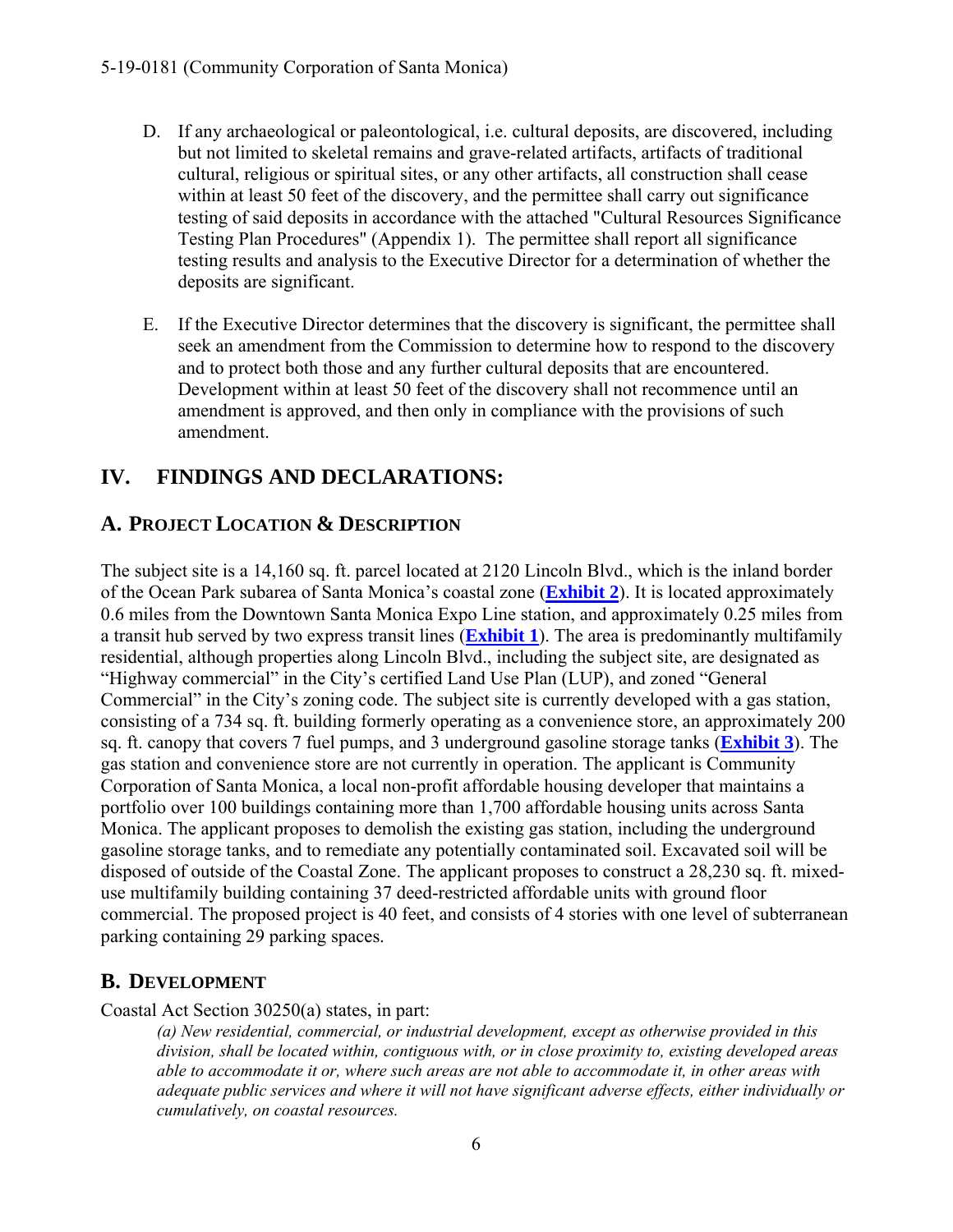D. If any archaeological or paleontological, i.e. cultural deposits, are discovered, including but not limited to skeletal remains and grave-related artifacts, artifacts of traditional cultural, religious or spiritual sites, or any other artifacts, all construction shall cease within at least 50 feet of the discovery, and the permittee shall carry out significance testing of said deposits in accordance with the attached "Cultural Resources Significance Testing Plan Procedures" (Appendix 1). The permittee shall report all significance testing results and analysis to the Executive Director for a determination of whether the deposits are significant.

E. If the Executive Director determines that the discovery is significant, the permittee shall seek an amendment from the Commission to determine how to respond to the discovery and to protect both those and any further cultural deposits that are encountered. Development within at least 50 feet of the discovery shall not recommence until an amendment is approved, and then only in compliance with the provisions of such amendment.

# IV. FINDINGS AND DECLARATIONS:

## A. PROJECT LOCATION & DESCRIPTION

The subject site is a 14,160 sq. ft. parcel located at 2120 Lincoln Blvd., which is the inland border of the Ocean Park subarea of Santa Monica's coastal zone (**Exhibit 2**). It is located approximately 0.6 miles from the Downtown Santa Monica Expo Line station, and approximately 0.25 miles from a transit hub served by two express transit lines (**Exhibit 1**). The area is predominantly multifamily residential, although properties along Lincoln Blvd., including the subject site, are designated as "Highway commercial" in the City's certified Land Use Plan (LUP), and zoned "General Commercial" in the City's zoning code. The subject site is currently developed with a gas station, consisting of a 734 sq. ft. building formerly operating as a convenience store, an approximately 200 sq. ft. canopy that covers 7 fuel pumps, and 3 underground gasoline storage tanks (**Exhibit 3**). The gas station and convenience store are not currently in operation. The applicant is Community Corporation of Santa Monica, a local non-profit affordable housing developer that maintains a portfolio over 100 buildings containing more than 1,700 affordable housing units across Santa Monica. The applicant proposes to demolish the existing gas station, including the underground gasoline storage tanks, and to remediate any potentially contaminated soil. Excavated soil will be disposed of outside of the Coastal Zone. The applicant proposes to construct a 28,230 sq. ft. mixed-use multifamily building containing 37 deed-restricted affordable units with ground floor commercial. The proposed project is 40 feet, and consists of 4 stories with one level of subterranean parking containing 29 parking spaces.

## B. DEVELOPMENT

Coastal Act Section 30250(a) states, in part:

> *(a) New residential, commercial, or industrial development, except as otherwise provided in this division, shall be located within, contiguous with, or in close proximity to, existing developed areas able to accommodate it or, where such areas are not able to accommodate it, in other areas with adequate public services and where it will not have significant adverse effects, either individually or cumulatively, on coastal resources.*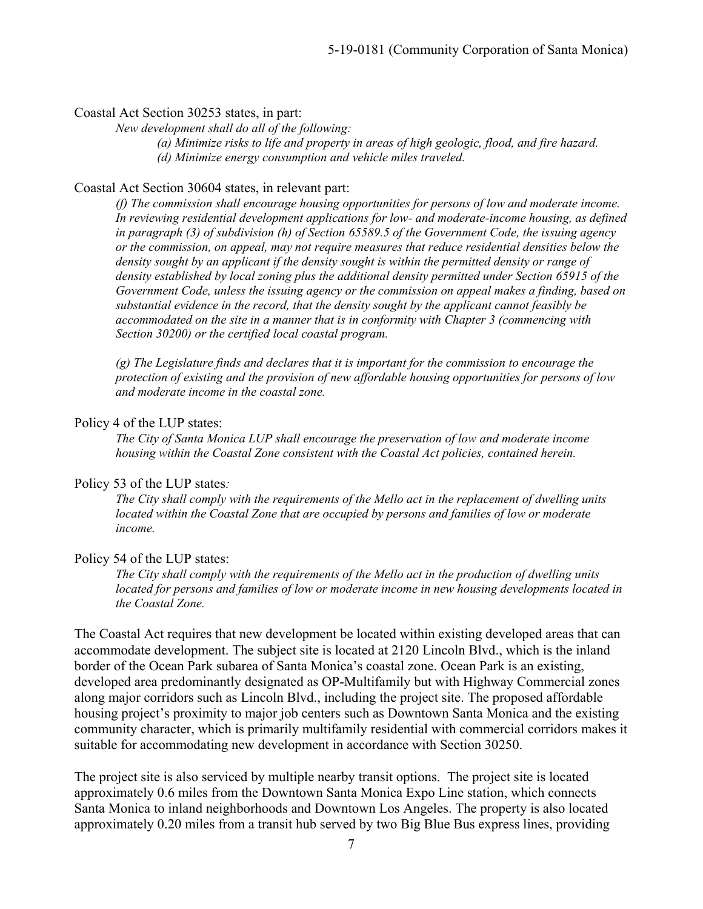Coastal Act Section 30253 states, in part:

> *New development shall do all of the following:*
>
> > *(a) Minimize risks to life and property in areas of high geologic, flood, and fire hazard.*
> >
> > *(d) Minimize energy consumption and vehicle miles traveled.*

Coastal Act Section 30604 states, in relevant part:

> *(f) The commission shall encourage housing opportunities for persons of low and moderate income. In reviewing residential development applications for low- and moderate-income housing, as defined in paragraph (3) of subdivision (h) of Section 65589.5 of the Government Code, the issuing agency or the commission, on appeal, may not require measures that reduce residential densities below the density sought by an applicant if the density sought is within the permitted density or range of density established by local zoning plus the additional density permitted under Section 65915 of the Government Code, unless the issuing agency or the commission on appeal makes a finding, based on substantial evidence in the record, that the density sought by the applicant cannot feasibly be accommodated on the site in a manner that is in conformity with Chapter 3 (commencing with Section 30200) or the certified local coastal program.*
>
> *(g) The Legislature finds and declares that it is important for the commission to encourage the protection of existing and the provision of new affordable housing opportunities for persons of low and moderate income in the coastal zone.*

Policy 4 of the LUP states:

> *The City of Santa Monica LUP shall encourage the preservation of low and moderate income housing within the Coastal Zone consistent with the Coastal Act policies, contained herein.*

Policy 53 of the LUP states*:*

> *The City shall comply with the requirements of the Mello act in the replacement of dwelling units located within the Coastal Zone that are occupied by persons and families of low or moderate income.*

Policy 54 of the LUP states:

> *The City shall comply with the requirements of the Mello act in the production of dwelling units located for persons and families of low or moderate income in new housing developments located in the Coastal Zone.*

The Coastal Act requires that new development be located within existing developed areas that can accommodate development. The subject site is located at 2120 Lincoln Blvd., which is the inland border of the Ocean Park subarea of Santa Monica's coastal zone. Ocean Park is an existing, developed area predominantly designated as OP-Multifamily but with Highway Commercial zones along major corridors such as Lincoln Blvd., including the project site. The proposed affordable housing project's proximity to major job centers such as Downtown Santa Monica and the existing community character, which is primarily multifamily residential with commercial corridors makes it suitable for accommodating new development in accordance with Section 30250.

The project site is also serviced by multiple nearby transit options. The project site is located approximately 0.6 miles from the Downtown Santa Monica Expo Line station, which connects Santa Monica to inland neighborhoods and Downtown Los Angeles. The property is also located approximately 0.20 miles from a transit hub served by two Big Blue Bus express lines, providing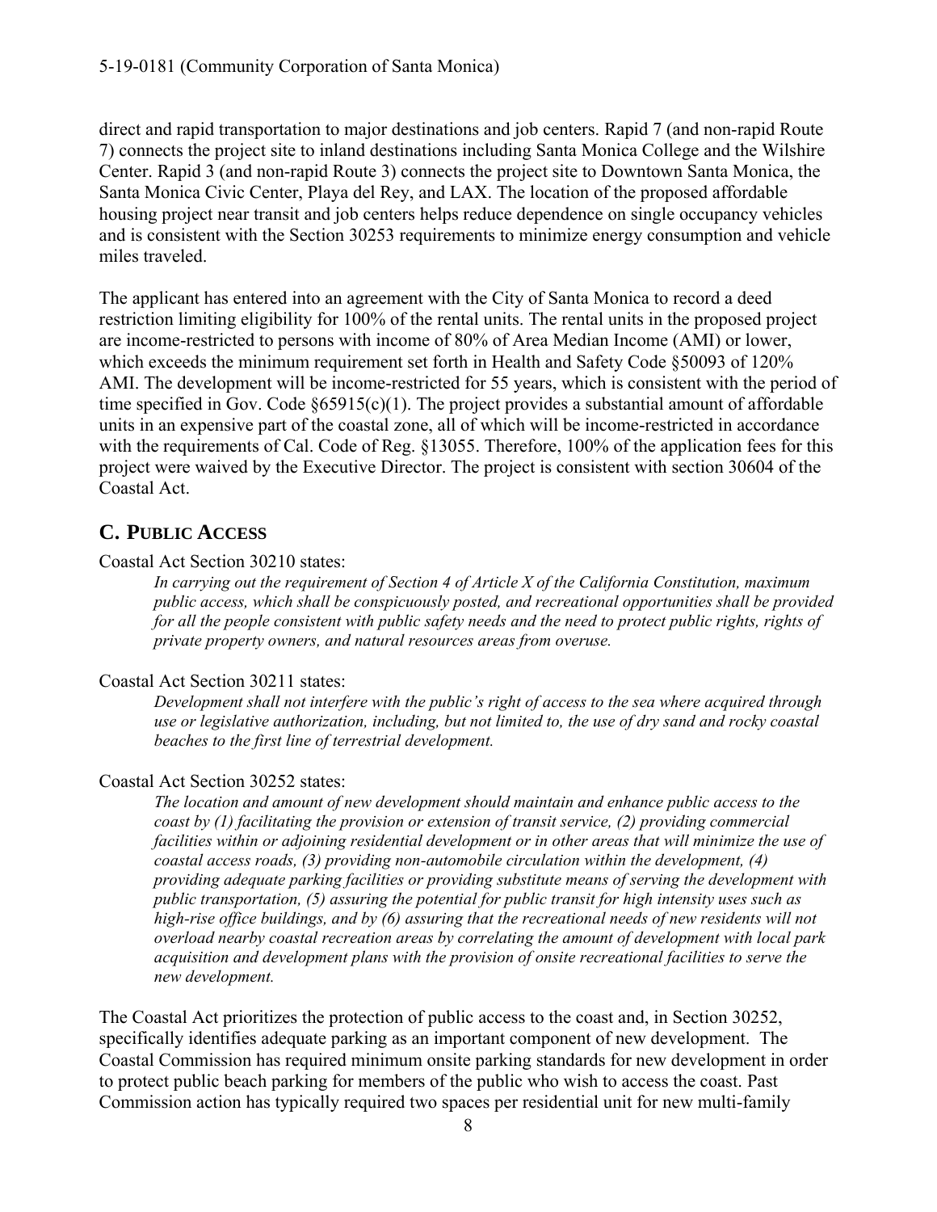direct and rapid transportation to major destinations and job centers. Rapid 7 (and non-rapid Route 7) connects the project site to inland destinations including Santa Monica College and the Wilshire Center. Rapid 3 (and non-rapid Route 3) connects the project site to Downtown Santa Monica, the Santa Monica Civic Center, Playa del Rey, and LAX. The location of the proposed affordable housing project near transit and job centers helps reduce dependence on single occupancy vehicles and is consistent with the Section 30253 requirements to minimize energy consumption and vehicle miles traveled.

The applicant has entered into an agreement with the City of Santa Monica to record a deed restriction limiting eligibility for 100% of the rental units. The rental units in the proposed project are income-restricted to persons with income of 80% of Area Median Income (AMI) or lower, which exceeds the minimum requirement set forth in Health and Safety Code §50093 of 120% AMI. The development will be income-restricted for 55 years, which is consistent with the period of time specified in Gov. Code §65915(c)(1). The project provides a substantial amount of affordable units in an expensive part of the coastal zone, all of which will be income-restricted in accordance with the requirements of Cal. Code of Reg. §13055. Therefore, 100% of the application fees for this project were waived by the Executive Director. The project is consistent with section 30604 of the Coastal Act.

## C. PUBLIC ACCESS

Coastal Act Section 30210 states:

> *In carrying out the requirement of Section 4 of Article X of the California Constitution, maximum public access, which shall be conspicuously posted, and recreational opportunities shall be provided for all the people consistent with public safety needs and the need to protect public rights, rights of private property owners, and natural resources areas from overuse.*

Coastal Act Section 30211 states:

> *Development shall not interfere with the public's right of access to the sea where acquired through use or legislative authorization, including, but not limited to, the use of dry sand and rocky coastal beaches to the first line of terrestrial development.*

Coastal Act Section 30252 states:

> *The location and amount of new development should maintain and enhance public access to the coast by (1) facilitating the provision or extension of transit service, (2) providing commercial facilities within or adjoining residential development or in other areas that will minimize the use of coastal access roads, (3) providing non-automobile circulation within the development, (4) providing adequate parking facilities or providing substitute means of serving the development with public transportation, (5) assuring the potential for public transit for high intensity uses such as high-rise office buildings, and by (6) assuring that the recreational needs of new residents will not overload nearby coastal recreation areas by correlating the amount of development with local park acquisition and development plans with the provision of onsite recreational facilities to serve the new development.*

The Coastal Act prioritizes the protection of public access to the coast and, in Section 30252, specifically identifies adequate parking as an important component of new development. The Coastal Commission has required minimum onsite parking standards for new development in order to protect public beach parking for members of the public who wish to access the coast. Past Commission action has typically required two spaces per residential unit for new multi-family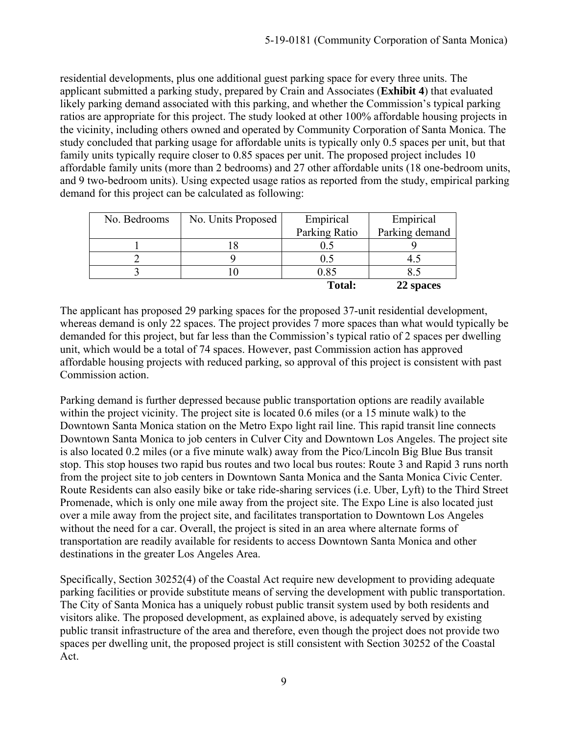residential developments, plus one additional guest parking space for every three units. The applicant submitted a parking study, prepared by Crain and Associates (**Exhibit 4**) that evaluated likely parking demand associated with this parking, and whether the Commission's typical parking ratios are appropriate for this project. The study looked at other 100% affordable housing projects in the vicinity, including others owned and operated by Community Corporation of Santa Monica. The study concluded that parking usage for affordable units is typically only 0.5 spaces per unit, but that family units typically require closer to 0.85 spaces per unit. The proposed project includes 10 affordable family units (more than 2 bedrooms) and 27 other affordable units (18 one-bedroom units, and 9 two-bedroom units). Using expected usage ratios as reported from the study, empirical parking demand for this project can be calculated as following:

| No. Bedrooms | No. Units Proposed | Empirical Parking Ratio | Empirical Parking demand |
|---|---|---|---|
| 1 | 18 | 0.5 | 9 |
| 2 | 9 | 0.5 | 4.5 |
| 3 | 10 | 0.85 | 8.5 |
| | | **Total:** | **22 spaces** |

The applicant has proposed 29 parking spaces for the proposed 37-unit residential development, whereas demand is only 22 spaces. The project provides 7 more spaces than what would typically be demanded for this project, but far less than the Commission's typical ratio of 2 spaces per dwelling unit, which would be a total of 74 spaces. However, past Commission action has approved affordable housing projects with reduced parking, so approval of this project is consistent with past Commission action.

Parking demand is further depressed because public transportation options are readily available within the project vicinity. The project site is located 0.6 miles (or a 15 minute walk) to the Downtown Santa Monica station on the Metro Expo light rail line. This rapid transit line connects Downtown Santa Monica to job centers in Culver City and Downtown Los Angeles. The project site is also located 0.2 miles (or a five minute walk) away from the Pico/Lincoln Big Blue Bus transit stop. This stop houses two rapid bus routes and two local bus routes: Route 3 and Rapid 3 runs north from the project site to job centers in Downtown Santa Monica and the Santa Monica Civic Center. Route Residents can also easily bike or take ride-sharing services (i.e. Uber, Lyft) to the Third Street Promenade, which is only one mile away from the project site. The Expo Line is also located just over a mile away from the project site, and facilitates transportation to Downtown Los Angeles without the need for a car. Overall, the project is sited in an area where alternate forms of transportation are readily available for residents to access Downtown Santa Monica and other destinations in the greater Los Angeles Area.

Specifically, Section 30252(4) of the Coastal Act require new development to providing adequate parking facilities or provide substitute means of serving the development with public transportation. The City of Santa Monica has a uniquely robust public transit system used by both residents and visitors alike. The proposed development, as explained above, is adequately served by existing public transit infrastructure of the area and therefore, even though the project does not provide two spaces per dwelling unit, the proposed project is still consistent with Section 30252 of the Coastal Act.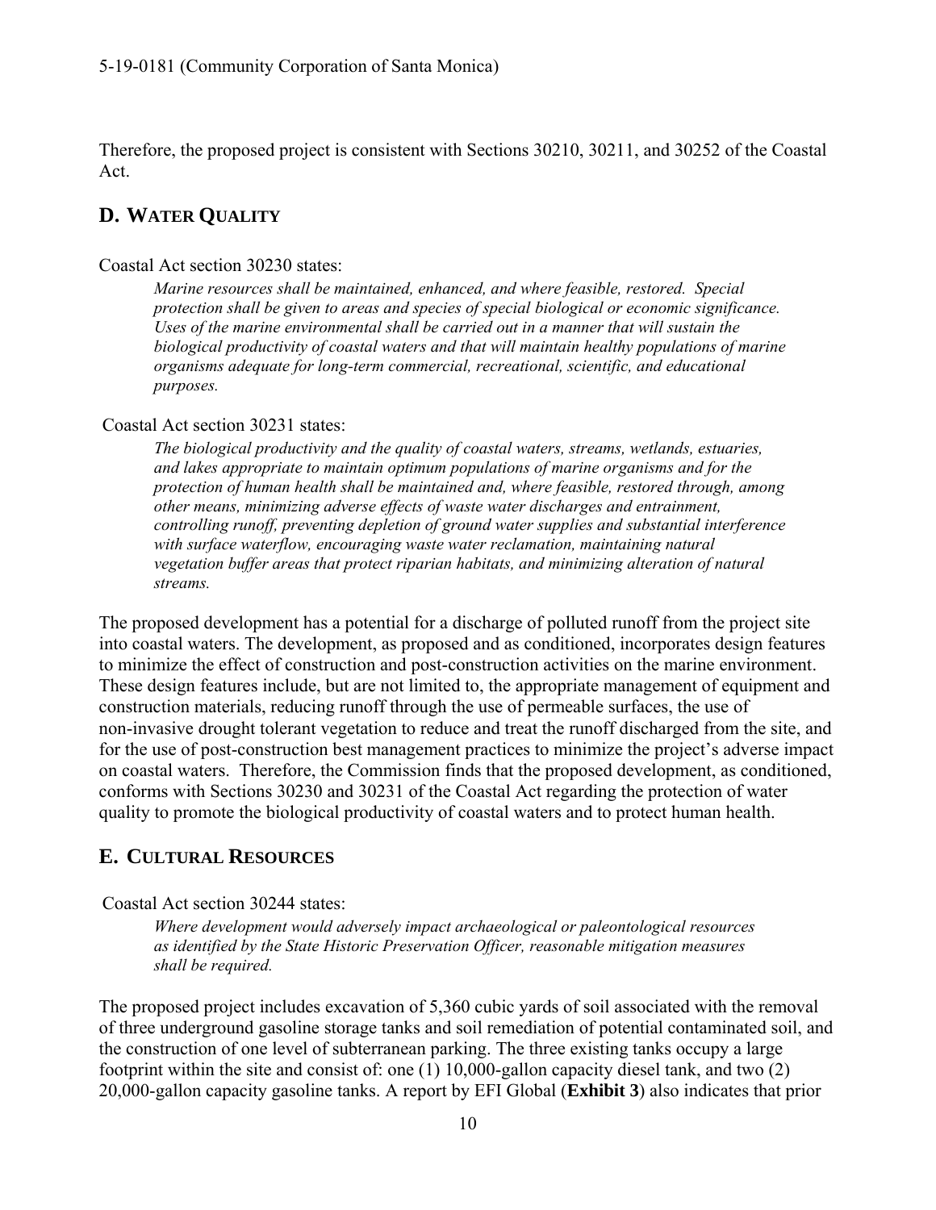Therefore, the proposed project is consistent with Sections 30210, 30211, and 30252 of the Coastal Act.

## D. WATER QUALITY

Coastal Act section 30230 states:

> *Marine resources shall be maintained, enhanced, and where feasible, restored. Special protection shall be given to areas and species of special biological or economic significance. Uses of the marine environmental shall be carried out in a manner that will sustain the biological productivity of coastal waters and that will maintain healthy populations of marine organisms adequate for long-term commercial, recreational, scientific, and educational purposes.*

Coastal Act section 30231 states:

> *The biological productivity and the quality of coastal waters, streams, wetlands, estuaries, and lakes appropriate to maintain optimum populations of marine organisms and for the protection of human health shall be maintained and, where feasible, restored through, among other means, minimizing adverse effects of waste water discharges and entrainment, controlling runoff, preventing depletion of ground water supplies and substantial interference with surface waterflow, encouraging waste water reclamation, maintaining natural vegetation buffer areas that protect riparian habitats, and minimizing alteration of natural streams.*

The proposed development has a potential for a discharge of polluted runoff from the project site into coastal waters. The development, as proposed and as conditioned, incorporates design features to minimize the effect of construction and post-construction activities on the marine environment. These design features include, but are not limited to, the appropriate management of equipment and construction materials, reducing runoff through the use of permeable surfaces, the use of non-invasive drought tolerant vegetation to reduce and treat the runoff discharged from the site, and for the use of post-construction best management practices to minimize the project's adverse impact on coastal waters. Therefore, the Commission finds that the proposed development, as conditioned, conforms with Sections 30230 and 30231 of the Coastal Act regarding the protection of water quality to promote the biological productivity of coastal waters and to protect human health.

## E. CULTURAL RESOURCES

Coastal Act section 30244 states:

> *Where development would adversely impact archaeological or paleontological resources as identified by the State Historic Preservation Officer, reasonable mitigation measures shall be required.*

The proposed project includes excavation of 5,360 cubic yards of soil associated with the removal of three underground gasoline storage tanks and soil remediation of potential contaminated soil, and the construction of one level of subterranean parking. The three existing tanks occupy a large footprint within the site and consist of: one (1) 10,000-gallon capacity diesel tank, and two (2) 20,000-gallon capacity gasoline tanks. A report by EFI Global (**Exhibit 3**) also indicates that prior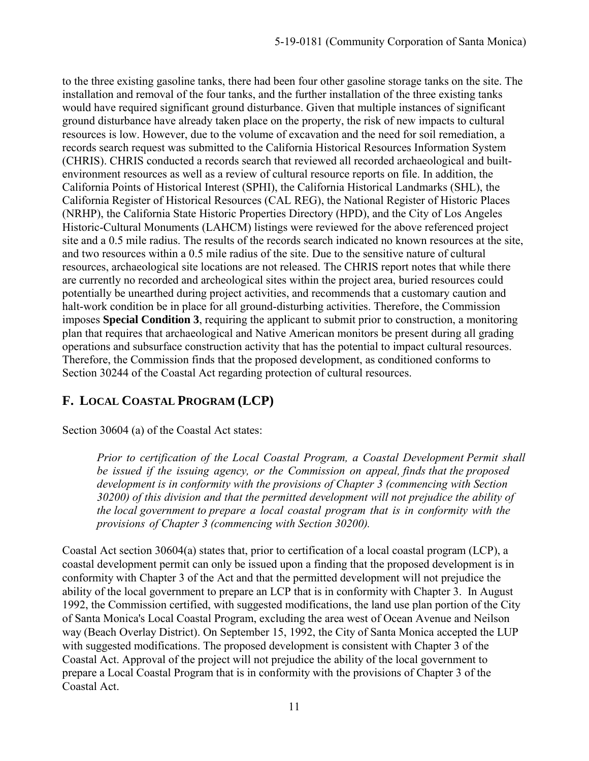to the three existing gasoline tanks, there had been four other gasoline storage tanks on the site. The installation and removal of the four tanks, and the further installation of the three existing tanks would have required significant ground disturbance. Given that multiple instances of significant ground disturbance have already taken place on the property, the risk of new impacts to cultural resources is low. However, due to the volume of excavation and the need for soil remediation, a records search request was submitted to the California Historical Resources Information System (CHRIS). CHRIS conducted a records search that reviewed all recorded archaeological and built-environment resources as well as a review of cultural resource reports on file. In addition, the California Points of Historical Interest (SPHI), the California Historical Landmarks (SHL), the California Register of Historical Resources (CAL REG), the National Register of Historic Places (NRHP), the California State Historic Properties Directory (HPD), and the City of Los Angeles Historic-Cultural Monuments (LAHCM) listings were reviewed for the above referenced project site and a 0.5 mile radius. The results of the records search indicated no known resources at the site, and two resources within a 0.5 mile radius of the site. Due to the sensitive nature of cultural resources, archaeological site locations are not released. The CHRIS report notes that while there are currently no recorded and archeological sites within the project area, buried resources could potentially be unearthed during project activities, and recommends that a customary caution and halt-work condition be in place for all ground-disturbing activities. Therefore, the Commission imposes **Special Condition 3**, requiring the applicant to submit prior to construction, a monitoring plan that requires that archaeological and Native American monitors be present during all grading operations and subsurface construction activity that has the potential to impact cultural resources. Therefore, the Commission finds that the proposed development, as conditioned conforms to Section 30244 of the Coastal Act regarding protection of cultural resources.

## F. LOCAL COASTAL PROGRAM (LCP)

Section 30604 (a) of the Coastal Act states:

> *Prior to certification of the Local Coastal Program, a Coastal Development Permit shall be issued if the issuing agency, or the Commission on appeal, finds that the proposed development is in conformity with the provisions of Chapter 3 (commencing with Section 30200) of this division and that the permitted development will not prejudice the ability of the local government to prepare a local coastal program that is in conformity with the provisions of Chapter 3 (commencing with Section 30200).*

Coastal Act section 30604(a) states that, prior to certification of a local coastal program (LCP), a coastal development permit can only be issued upon a finding that the proposed development is in conformity with Chapter 3 of the Act and that the permitted development will not prejudice the ability of the local government to prepare an LCP that is in conformity with Chapter 3. In August 1992, the Commission certified, with suggested modifications, the land use plan portion of the City of Santa Monica's Local Coastal Program, excluding the area west of Ocean Avenue and Neilson way (Beach Overlay District). On September 15, 1992, the City of Santa Monica accepted the LUP with suggested modifications. The proposed development is consistent with Chapter 3 of the Coastal Act. Approval of the project will not prejudice the ability of the local government to prepare a Local Coastal Program that is in conformity with the provisions of Chapter 3 of the Coastal Act.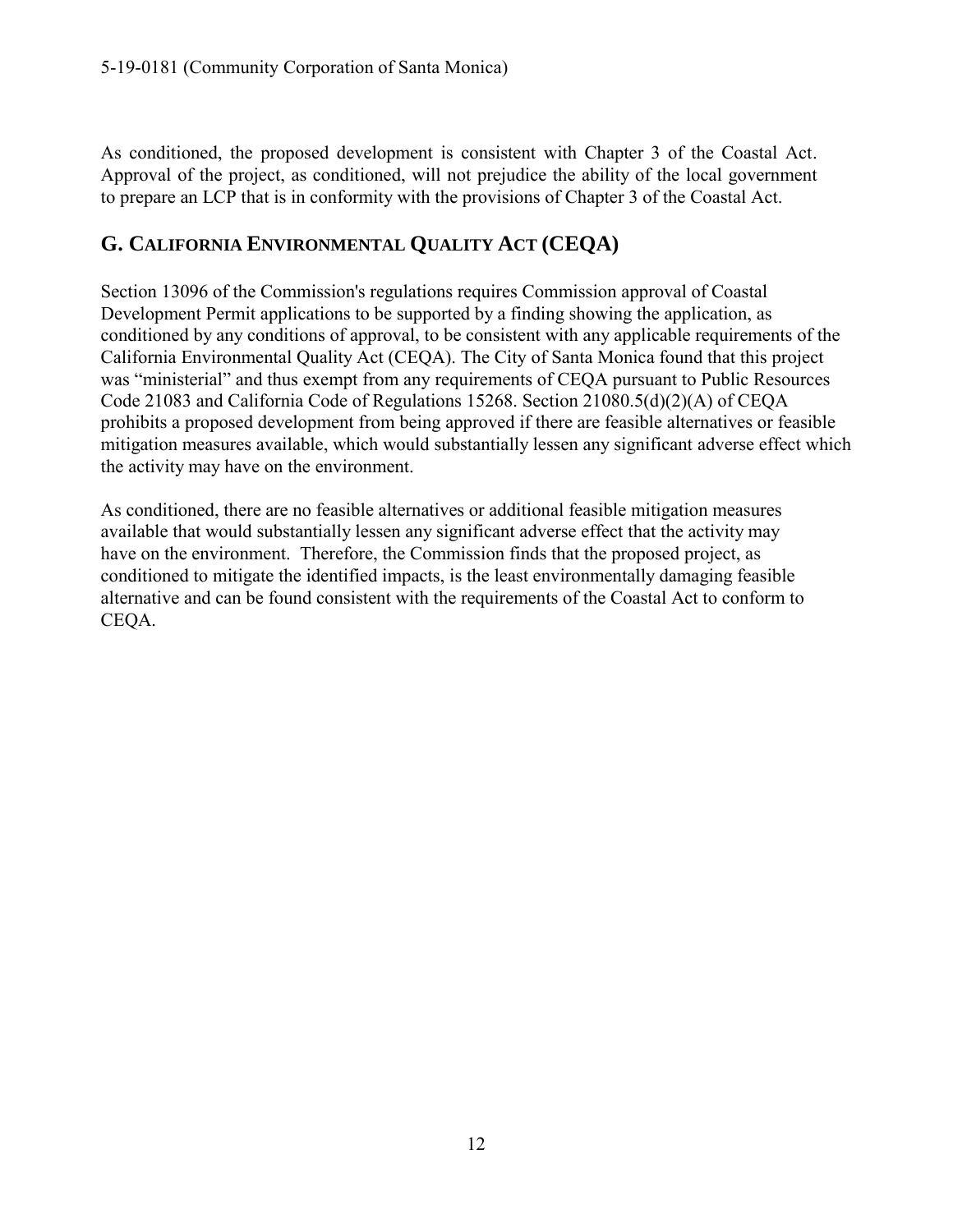As conditioned, the proposed development is consistent with Chapter 3 of the Coastal Act. Approval of the project, as conditioned, will not prejudice the ability of the local government to prepare an LCP that is in conformity with the provisions of Chapter 3 of the Coastal Act.

## G. California Environmental Quality Act (CEQA)

Section 13096 of the Commission's regulations requires Commission approval of Coastal Development Permit applications to be supported by a finding showing the application, as conditioned by any conditions of approval, to be consistent with any applicable requirements of the California Environmental Quality Act (CEQA). The City of Santa Monica found that this project was "ministerial" and thus exempt from any requirements of CEQA pursuant to Public Resources Code 21083 and California Code of Regulations 15268. Section 21080.5(d)(2)(A) of CEQA prohibits a proposed development from being approved if there are feasible alternatives or feasible mitigation measures available, which would substantially lessen any significant adverse effect which the activity may have on the environment.

As conditioned, there are no feasible alternatives or additional feasible mitigation measures available that would substantially lessen any significant adverse effect that the activity may have on the environment. Therefore, the Commission finds that the proposed project, as conditioned to mitigate the identified impacts, is the least environmentally damaging feasible alternative and can be found consistent with the requirements of the Coastal Act to conform to CEQA.